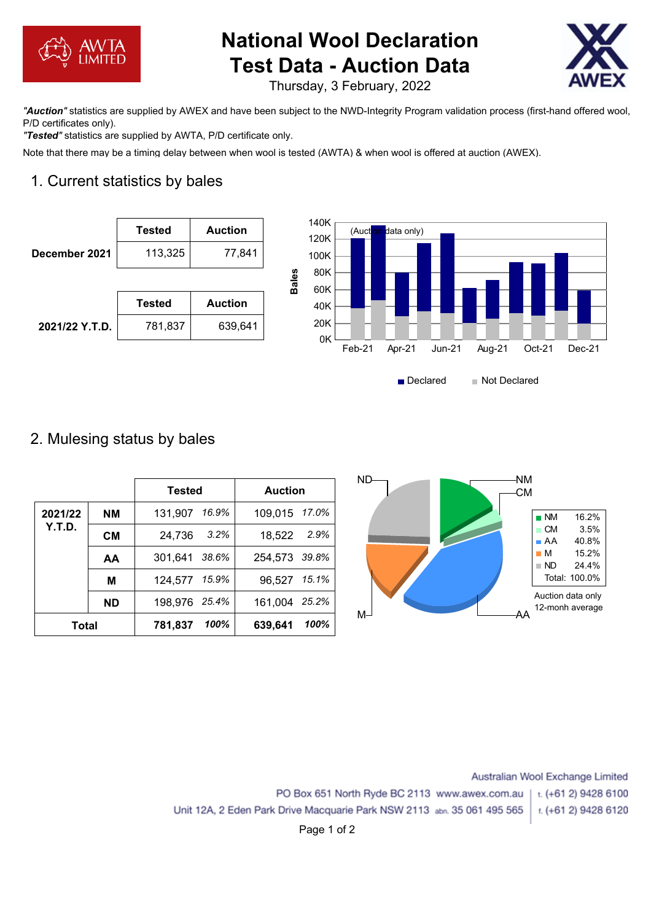# National Wool Declaration Test Data - Auction Data

Thursday, 3 February, 2022

***"Auction"*** statistics are supplied by AWEX and have been subject to the NWD-Integrity Program validation process (first-hand offered wool, P/D certificates only).

***"Tested"*** statistics are supplied by AWTA, P/D certificate only.

Note that there may be a timing delay between when wool is tested (AWTA) & when wool is offered at auction (AWEX).

## 1. Current statistics by bales

| | Tested | Auction |
|---|---|---|
| **December 2021** | 113,325 | 77,841 |

| | Tested | Auction |
|---|---|---|
| **2021/22 Y.T.D.** | 781,837 | 639,641 |

(Auction data only)

Declared / Not Declared

## 2. Mulesing status by bales

| | | Tested | | Auction | |
|---|---|---|---|---|---|
| **2021/22 Y.T.D.** | **NM** | 131,907 | *16.9%* | 109,015 | *17.0%* |
| | **CM** | 24,736 | *3.2%* | 18,522 | *2.9%* |
| | **AA** | 301,641 | *38.6%* | 254,573 | *39.8%* |
| | **M** | 124,577 | *15.9%* | 96,527 | *15.1%* |
| | **ND** | 198,976 | *25.4%* | 161,004 | *25.2%* |
| **Total** | | **781,837** | ***100%*** | **639,641** | ***100%*** |

| | |
|---|---|
| NM | 16.2% |
| CM | 3.5% |
| AA | 40.8% |
| M | 15.2% |
| ND | 24.4% |
| Total: | 100.0% |

Auction data only
12-monh average

Australian Wool Exchange Limited
PO Box 651 North Ryde BC 2113 www.awex.com.au | t. (+61 2) 9428 6100
Unit 12A, 2 Eden Park Drive Macquarie Park NSW 2113 abn. 35 061 495 565 | f. (+61 2) 9428 6120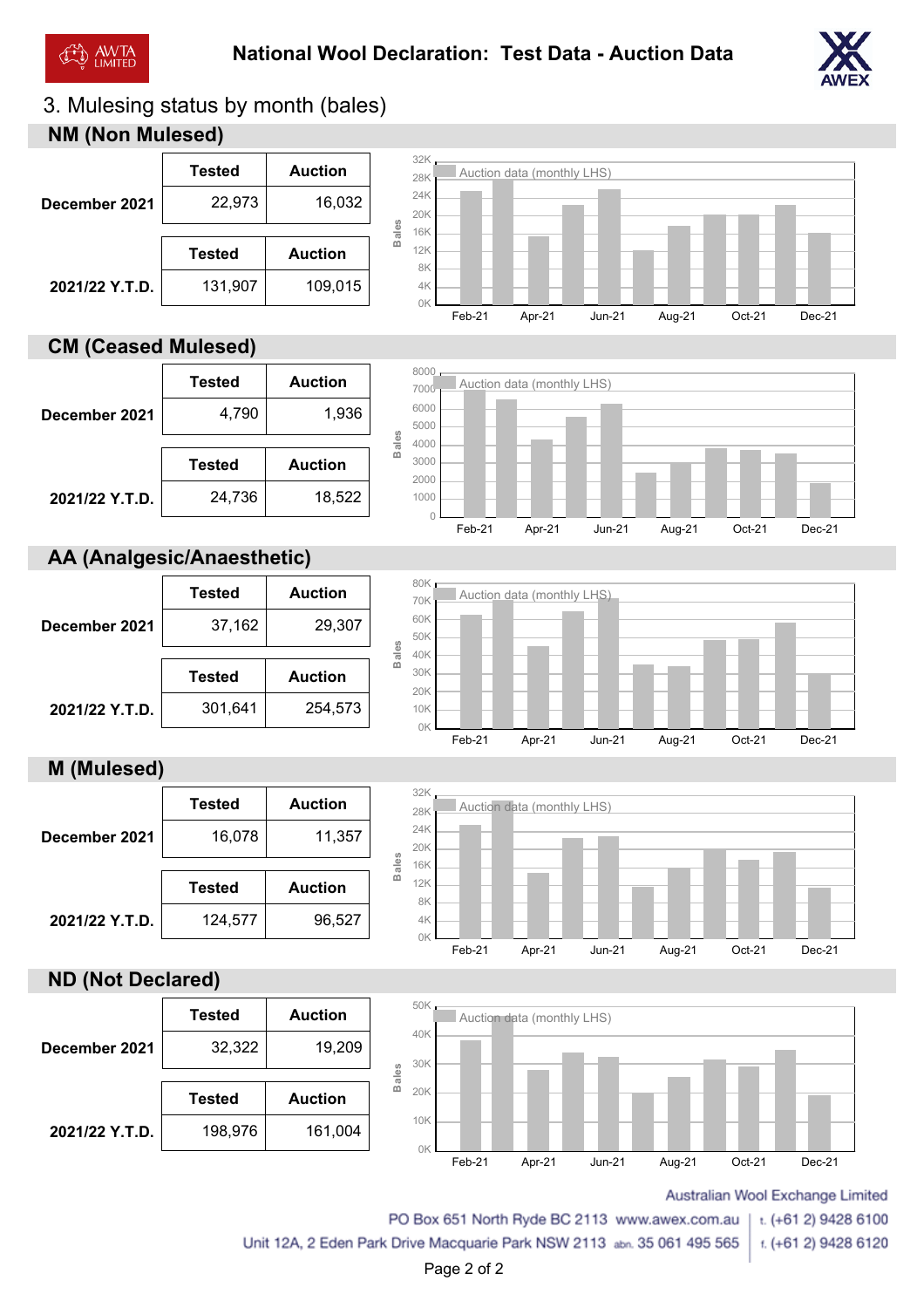National Wool Declaration: Test Data - Auction Data

## 3. Mulesing status by month (bales)

### NM (Non Mulesed)

| | Tested | Auction |
|---|---|---|
| December 2021 | 22,973 | 16,032 |
| 2021/22 Y.T.D. | 131,907 | 109,015 |

Auction data (monthly LHS)

Bales

32K 28K 24K 20K 16K 12K 8K 4K 0K

Feb-21 Apr-21 Jun-21 Aug-21 Oct-21 Dec-21

### CM (Ceased Mulesed)

| | Tested | Auction |
|---|---|---|
| December 2021 | 4,790 | 1,936 |
| 2021/22 Y.T.D. | 24,736 | 18,522 |

Auction data (monthly LHS)

Bales

8000 7000 6000 5000 4000 3000 2000 1000 0

Feb-21 Apr-21 Jun-21 Aug-21 Oct-21 Dec-21

### AA (Analgesic/Anaesthetic)

| | Tested | Auction |
|---|---|---|
| December 2021 | 37,162 | 29,307 |
| 2021/22 Y.T.D. | 301,641 | 254,573 |

Auction data (monthly LHS)

Bales

80K 70K 60K 50K 40K 30K 20K 10K 0K

Feb-21 Apr-21 Jun-21 Aug-21 Oct-21 Dec-21

### M (Mulesed)

| | Tested | Auction |
|---|---|---|
| December 2021 | 16,078 | 11,357 |
| 2021/22 Y.T.D. | 124,577 | 96,527 |

Auction data (monthly LHS)

Bales

32K 28K 24K 20K 16K 12K 8K 4K 0K

Feb-21 Apr-21 Jun-21 Aug-21 Oct-21 Dec-21

### ND (Not Declared)

| | Tested | Auction |
|---|---|---|
| December 2021 | 32,322 | 19,209 |
| 2021/22 Y.T.D. | 198,976 | 161,004 |

Auction data (monthly LHS)

Bales

50K 40K 30K 20K 10K 0K

Feb-21 Apr-21 Jun-21 Aug-21 Oct-21 Dec-21

Australian Wool Exchange Limited
PO Box 651 North Ryde BC 2113 www.awex.com.au | t. (+61 2) 9428 6100
Unit 12A, 2 Eden Park Drive Macquarie Park NSW 2113 abn. 35 061 495 565 | f. (+61 2) 9428 6120